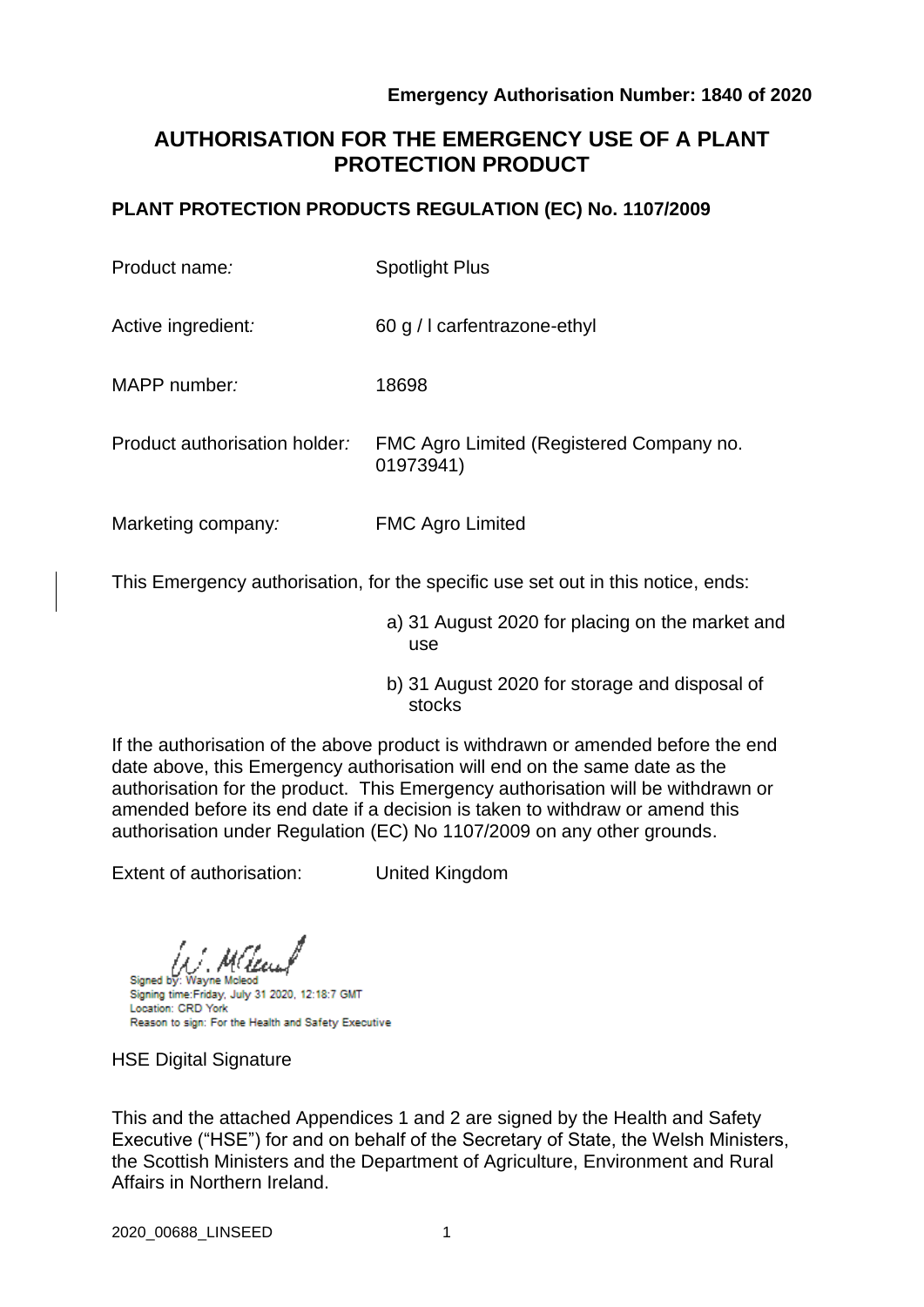**Emergency Authorisation Number: 1840 of 2020**

# AUTHORISATION FOR THE EMERGENCY USE OF A PLANT PROTECTION PRODUCT

## PLANT PROTECTION PRODUCTS REGULATION (EC) No. 1107/2009

| | |
|---|---|
| Product name*:* | Spotlight Plus |
| Active ingredient*:* | 60 g / l carfentrazone-ethyl |
| MAPP number*:* | 18698 |
| Product authorisation holder*:* | FMC Agro Limited (Registered Company no. 01973941) |
| Marketing company*:* | FMC Agro Limited |

This Emergency authorisation, for the specific use set out in this notice, ends:

a) 31 August 2020 for placing on the market and use

b) 31 August 2020 for storage and disposal of stocks

If the authorisation of the above product is withdrawn or amended before the end date above, this Emergency authorisation will end on the same date as the authorisation for the product. This Emergency authorisation will be withdrawn or amended before its end date if a decision is taken to withdraw or amend this authorisation under Regulation (EC) No 1107/2009 on any other grounds.

Extent of authorisation: United Kingdom

Signed by: Wayne Mcleod
Signing time:Friday, July 31 2020, 12:18:7 GMT
Location: CRD York
Reason to sign: For the Health and Safety Executive

HSE Digital Signature

This and the attached Appendices 1 and 2 are signed by the Health and Safety Executive ("HSE") for and on behalf of the Secretary of State, the Welsh Ministers, the Scottish Ministers and the Department of Agriculture, Environment and Rural Affairs in Northern Ireland.

2020_00688_LINSEED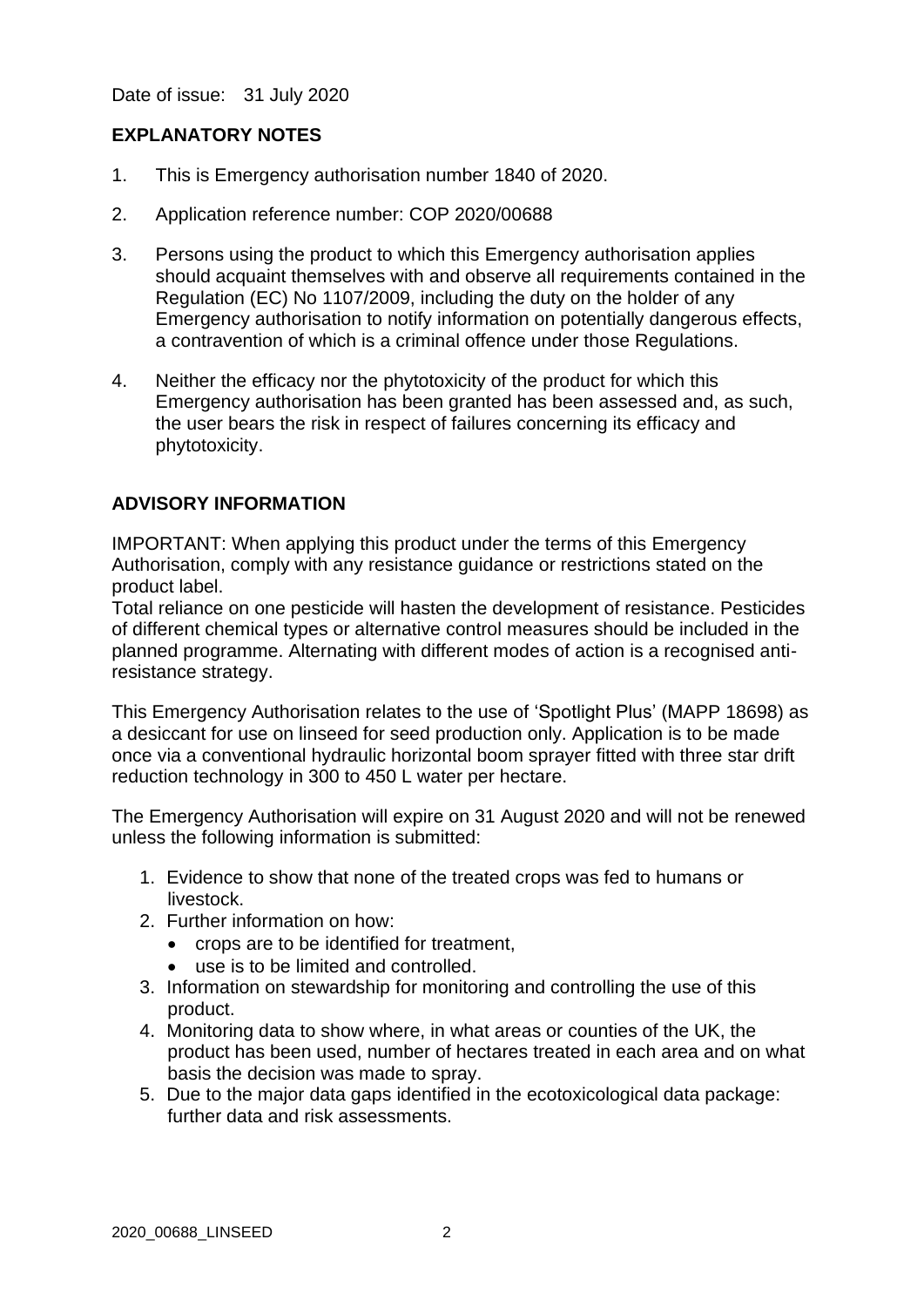Date of issue: 31 July 2020

## EXPLANATORY NOTES

1. This is Emergency authorisation number 1840 of 2020.
2. Application reference number: COP 2020/00688
3. Persons using the product to which this Emergency authorisation applies should acquaint themselves with and observe all requirements contained in the Regulation (EC) No 1107/2009, including the duty on the holder of any Emergency authorisation to notify information on potentially dangerous effects, a contravention of which is a criminal offence under those Regulations.
4. Neither the efficacy nor the phytotoxicity of the product for which this Emergency authorisation has been granted has been assessed and, as such, the user bears the risk in respect of failures concerning its efficacy and phytotoxicity.

## ADVISORY INFORMATION

IMPORTANT: When applying this product under the terms of this Emergency Authorisation, comply with any resistance guidance or restrictions stated on the product label.
Total reliance on one pesticide will hasten the development of resistance. Pesticides of different chemical types or alternative control measures should be included in the planned programme. Alternating with different modes of action is a recognised anti-resistance strategy.

This Emergency Authorisation relates to the use of 'Spotlight Plus' (MAPP 18698) as a desiccant for use on linseed for seed production only. Application is to be made once via a conventional hydraulic horizontal boom sprayer fitted with three star drift reduction technology in 300 to 450 L water per hectare.

The Emergency Authorisation will expire on 31 August 2020 and will not be renewed unless the following information is submitted:

1. Evidence to show that none of the treated crops was fed to humans or livestock.
2. Further information on how:
   - crops are to be identified for treatment,
   - use is to be limited and controlled.
3. Information on stewardship for monitoring and controlling the use of this product.
4. Monitoring data to show where, in what areas or counties of the UK, the product has been used, number of hectares treated in each area and on what basis the decision was made to spray.
5. Due to the major data gaps identified in the ecotoxicological data package: further data and risk assessments.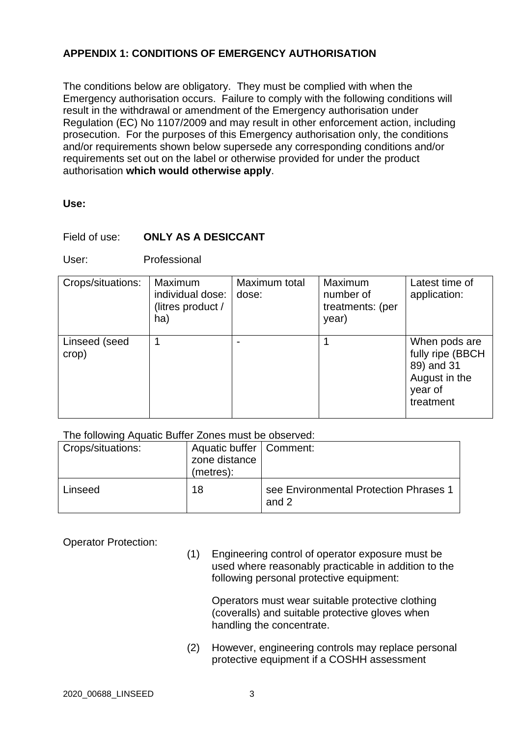## APPENDIX 1: CONDITIONS OF EMERGENCY AUTHORISATION

The conditions below are obligatory. They must be complied with when the Emergency authorisation occurs. Failure to comply with the following conditions will result in the withdrawal or amendment of the Emergency authorisation under Regulation (EC) No 1107/2009 and may result in other enforcement action, including prosecution. For the purposes of this Emergency authorisation only, the conditions and/or requirements shown below supersede any corresponding conditions and/or requirements set out on the label or otherwise provided for under the product authorisation **which would otherwise apply**.

**Use:**

Field of use: **ONLY AS A DESICCANT**

User: Professional

| Crops/situations: | Maximum individual dose: (litres product / ha) | Maximum total dose: | Maximum number of treatments: (per year) | Latest time of application: |
|---|---|---|---|---|
| Linseed (seed crop) | 1 | - | 1 | When pods are fully ripe (BBCH 89) and 31 August in the year of treatment |

The following Aquatic Buffer Zones must be observed:

| Crops/situations: | Aquatic buffer zone distance (metres): | Comment: |
|---|---|---|
| Linseed | 18 | see Environmental Protection Phrases 1 and 2 |

Operator Protection:

(1) Engineering control of operator exposure must be used where reasonably practicable in addition to the following personal protective equipment:

Operators must wear suitable protective clothing (coveralls) and suitable protective gloves when handling the concentrate.

(2) However, engineering controls may replace personal protective equipment if a COSHH assessment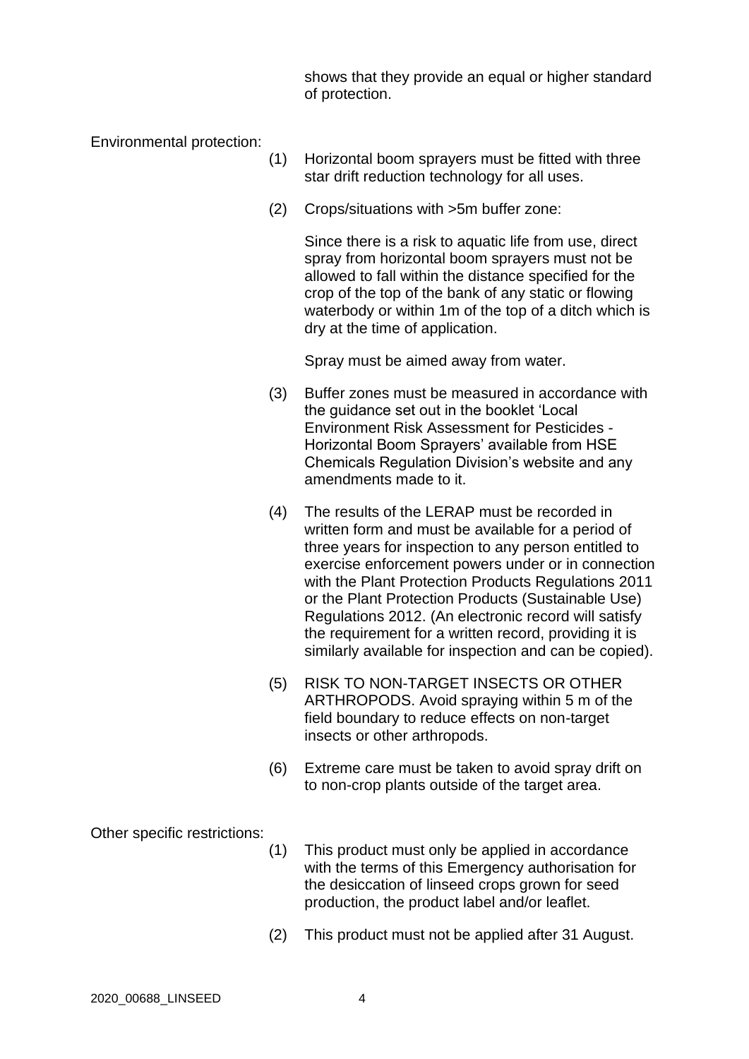shows that they provide an equal or higher standard of protection.

Environmental protection:

(1) Horizontal boom sprayers must be fitted with three star drift reduction technology for all uses.

(2) Crops/situations with >5m buffer zone:

Since there is a risk to aquatic life from use, direct spray from horizontal boom sprayers must not be allowed to fall within the distance specified for the crop of the top of the bank of any static or flowing waterbody or within 1m of the top of a ditch which is dry at the time of application.

Spray must be aimed away from water.

(3) Buffer zones must be measured in accordance with the guidance set out in the booklet 'Local Environment Risk Assessment for Pesticides - Horizontal Boom Sprayers' available from HSE Chemicals Regulation Division's website and any amendments made to it.

(4) The results of the LERAP must be recorded in written form and must be available for a period of three years for inspection to any person entitled to exercise enforcement powers under or in connection with the Plant Protection Products Regulations 2011 or the Plant Protection Products (Sustainable Use) Regulations 2012. (An electronic record will satisfy the requirement for a written record, providing it is similarly available for inspection and can be copied).

(5) RISK TO NON-TARGET INSECTS OR OTHER ARTHROPODS. Avoid spraying within 5 m of the field boundary to reduce effects on non-target insects or other arthropods.

(6) Extreme care must be taken to avoid spray drift on to non-crop plants outside of the target area.

Other specific restrictions:

(1) This product must only be applied in accordance with the terms of this Emergency authorisation for the desiccation of linseed crops grown for seed production, the product label and/or leaflet.

(2) This product must not be applied after 31 August.

2020_00688_LINSEED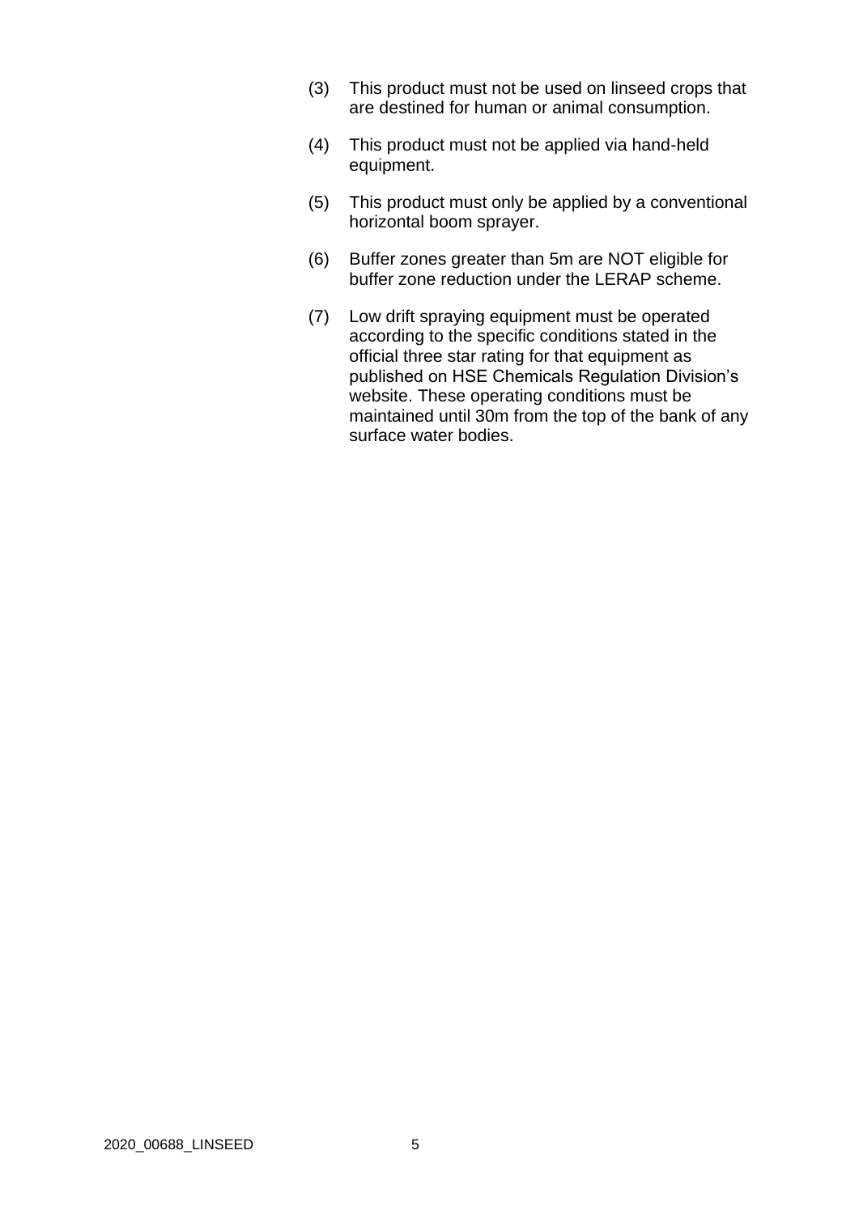(3) This product must not be used on linseed crops that are destined for human or animal consumption.

(4) This product must not be applied via hand-held equipment.

(5) This product must only be applied by a conventional horizontal boom sprayer.

(6) Buffer zones greater than 5m are NOT eligible for buffer zone reduction under the LERAP scheme.

(7) Low drift spraying equipment must be operated according to the specific conditions stated in the official three star rating for that equipment as published on HSE Chemicals Regulation Division's website. These operating conditions must be maintained until 30m from the top of the bank of any surface water bodies.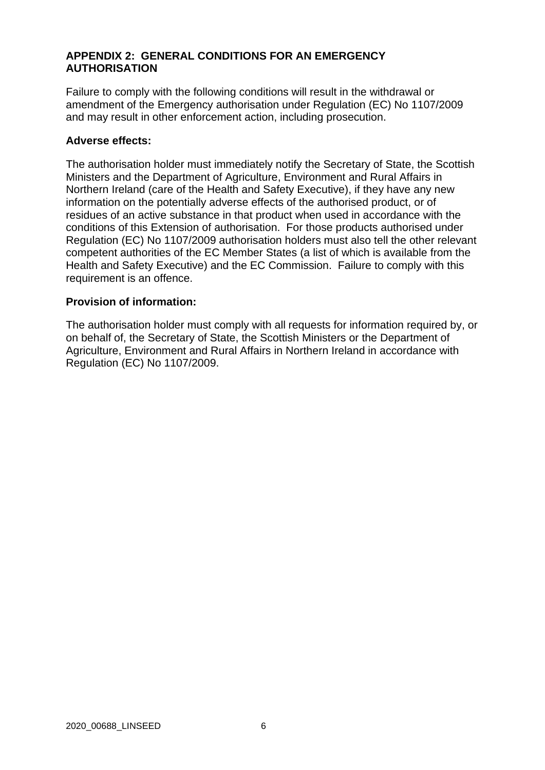## APPENDIX 2: GENERAL CONDITIONS FOR AN EMERGENCY AUTHORISATION

Failure to comply with the following conditions will result in the withdrawal or amendment of the Emergency authorisation under Regulation (EC) No 1107/2009 and may result in other enforcement action, including prosecution.

**Adverse effects:**

The authorisation holder must immediately notify the Secretary of State, the Scottish Ministers and the Department of Agriculture, Environment and Rural Affairs in Northern Ireland (care of the Health and Safety Executive), if they have any new information on the potentially adverse effects of the authorised product, or of residues of an active substance in that product when used in accordance with the conditions of this Extension of authorisation. For those products authorised under Regulation (EC) No 1107/2009 authorisation holders must also tell the other relevant competent authorities of the EC Member States (a list of which is available from the Health and Safety Executive) and the EC Commission. Failure to comply with this requirement is an offence.

**Provision of information:**

The authorisation holder must comply with all requests for information required by, or on behalf of, the Secretary of State, the Scottish Ministers or the Department of Agriculture, Environment and Rural Affairs in Northern Ireland in accordance with Regulation (EC) No 1107/2009.